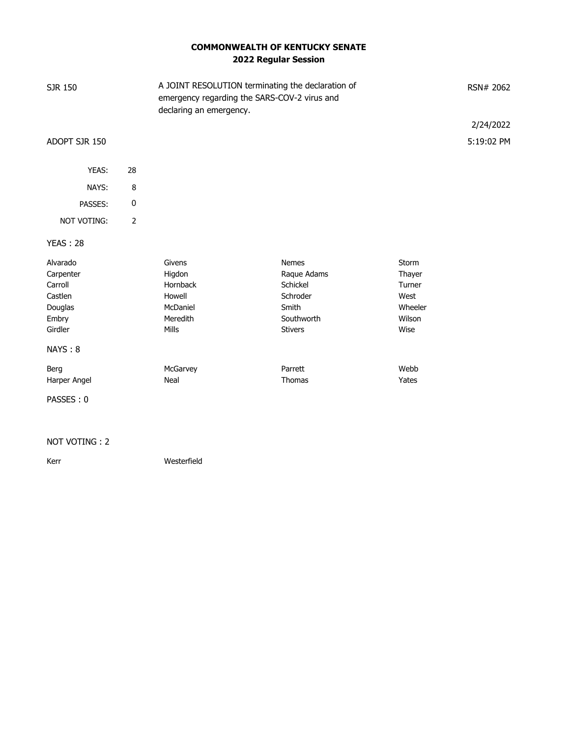# COMMONWEALTH OF KENTUCKY SENATE
## 2022 Regular Session

SJR 150 — A JOINT RESOLUTION terminating the declaration of emergency regarding the SARS-COV-2 virus and declaring an emergency. — RSN# 2062

2/24/2022

ADOPT SJR 150 — 5:19:02 PM

| | |
|---|---|
| YEAS: | 28 |
| NAYS: | 8 |
| PASSES: | 0 |
| NOT VOTING: | 2 |

**YEAS : 28**

| | | | |
|---|---|---|---|
| Alvarado | Givens | Nemes | Storm |
| Carpenter | Higdon | Raque Adams | Thayer |
| Carroll | Hornback | Schickel | Turner |
| Castlen | Howell | Schroder | West |
| Douglas | McDaniel | Smith | Wheeler |
| Embry | Meredith | Southworth | Wilson |
| Girdler | Mills | Stivers | Wise |

**NAYS : 8**

| | | | |
|---|---|---|---|
| Berg | McGarvey | Parrett | Webb |
| Harper Angel | Neal | Thomas | Yates |

**PASSES : 0**

**NOT VOTING : 2**

| | |
|---|---|
| Kerr | Westerfield |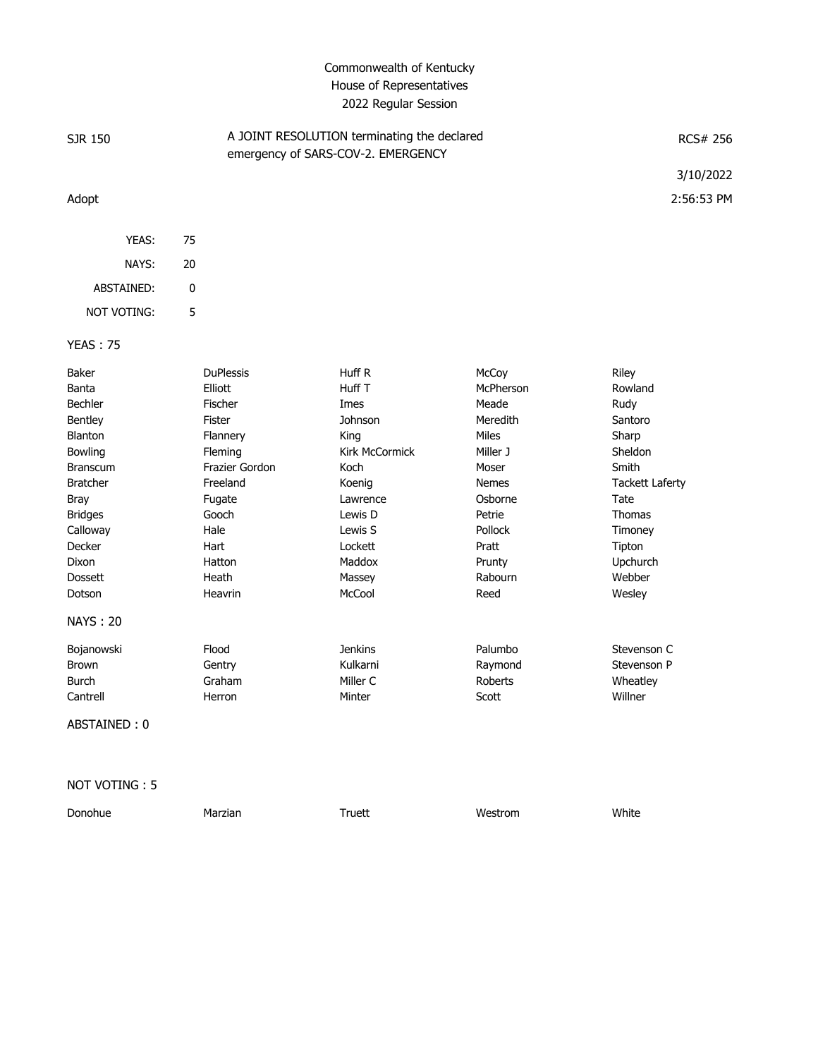Commonwealth of Kentucky
House of Representatives
2022 Regular Session

| SJR 150 | A JOINT RESOLUTION terminating the declared emergency of SARS-COV-2. EMERGENCY | RCS# 256 |
|---|---|---|
| | | 3/10/2022 |
| Adopt | | 2:56:53 PM |

| | |
|---|---|
| YEAS: | 75 |
| NAYS: | 20 |
| ABSTAINED: | 0 |
| NOT VOTING: | 5 |

**YEAS : 75**

| | | | | |
|---|---|---|---|---|
| Baker | DuPlessis | Huff R | McCoy | Riley |
| Banta | Elliott | Huff T | McPherson | Rowland |
| Bechler | Fischer | Imes | Meade | Rudy |
| Bentley | Fister | Johnson | Meredith | Santoro |
| Blanton | Flannery | King | Miles | Sharp |
| Bowling | Fleming | Kirk McCormick | Miller J | Sheldon |
| Branscum | Frazier Gordon | Koch | Moser | Smith |
| Bratcher | Freeland | Koenig | Nemes | Tackett Laferty |
| Bray | Fugate | Lawrence | Osborne | Tate |
| Bridges | Gooch | Lewis D | Petrie | Thomas |
| Calloway | Hale | Lewis S | Pollock | Timoney |
| Decker | Hart | Lockett | Pratt | Tipton |
| Dixon | Hatton | Maddox | Prunty | Upchurch |
| Dossett | Heath | Massey | Rabourn | Webber |
| Dotson | Heavrin | McCool | Reed | Wesley |

**NAYS : 20**

| | | | | |
|---|---|---|---|---|
| Bojanowski | Flood | Jenkins | Palumbo | Stevenson C |
| Brown | Gentry | Kulkarni | Raymond | Stevenson P |
| Burch | Graham | Miller C | Roberts | Wheatley |
| Cantrell | Herron | Minter | Scott | Willner |

**ABSTAINED : 0**

**NOT VOTING : 5**

| | | | | |
|---|---|---|---|---|
| Donohue | Marzian | Truett | Westrom | White |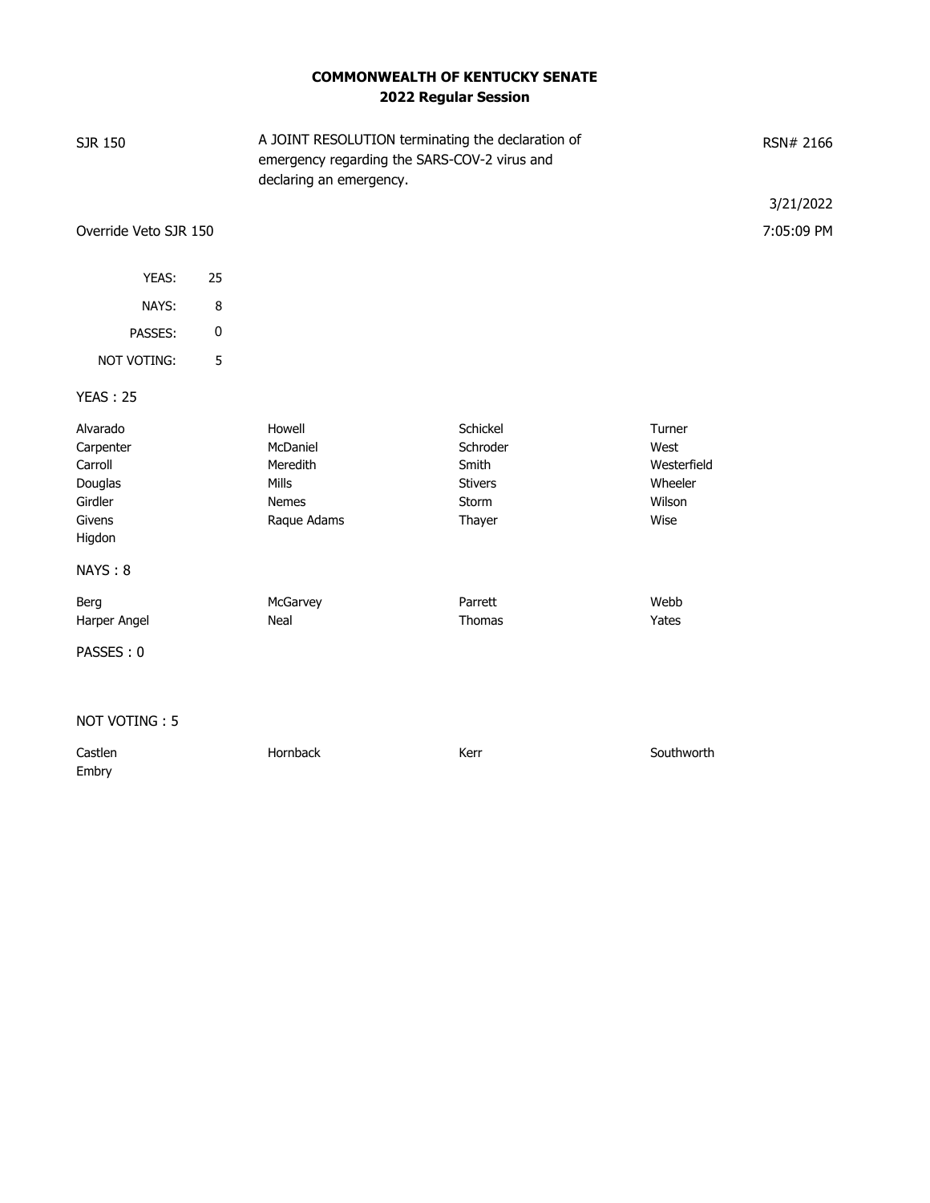## COMMONWEALTH OF KENTUCKY SENATE
## 2022 Regular Session

SJR 150 — A JOINT RESOLUTION terminating the declaration of emergency regarding the SARS-COV-2 virus and declaring an emergency. — RSN# 2166

3/21/2022

Override Veto SJR 150 — 7:05:09 PM

| | |
|---|---|
| YEAS: | 25 |
| NAYS: | 8 |
| PASSES: | 0 |
| NOT VOTING: | 5 |

**YEAS : 25**

| | | | |
|---|---|---|---|
| Alvarado | Howell | Schickel | Turner |
| Carpenter | McDaniel | Schroder | West |
| Carroll | Meredith | Smith | Westerfield |
| Douglas | Mills | Stivers | Wheeler |
| Girdler | Nemes | Storm | Wilson |
| Givens | Raque Adams | Thayer | Wise |
| Higdon | | | |

**NAYS : 8**

| | | | |
|---|---|---|---|
| Berg | McGarvey | Parrett | Webb |
| Harper Angel | Neal | Thomas | Yates |

**PASSES : 0**

**NOT VOTING : 5**

| | | | |
|---|---|---|---|
| Castlen | Hornback | Kerr | Southworth |
| Embry | | | |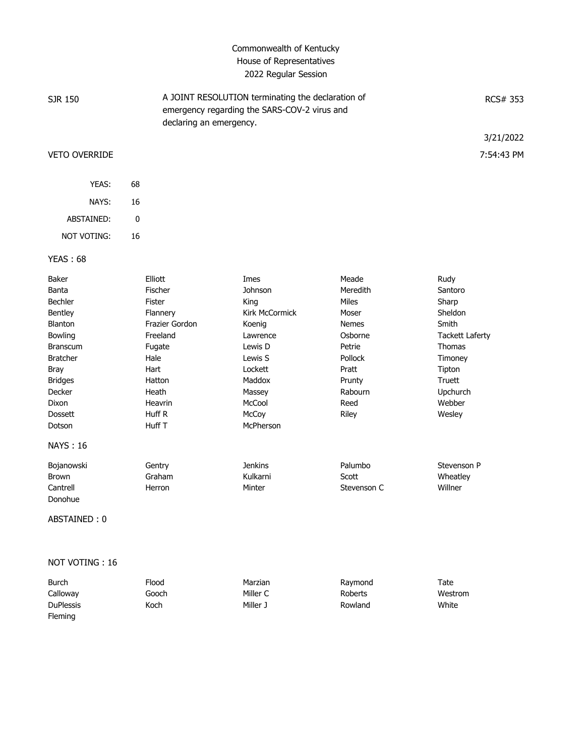Commonwealth of Kentucky
House of Representatives
2022 Regular Session

| | | |
|---|---|---|
| SJR 150 | A JOINT RESOLUTION terminating the declaration of emergency regarding the SARS-COV-2 virus and declaring an emergency. | RCS# 353 |
| | | 3/21/2022 |
| VETO OVERRIDE | | 7:54:43 PM |

| | |
|---|---|
| YEAS: | 68 |
| NAYS: | 16 |
| ABSTAINED: | 0 |
| NOT VOTING: | 16 |

YEAS : 68

| | | | | |
|---|---|---|---|---|
| Baker | Elliott | Imes | Meade | Rudy |
| Banta | Fischer | Johnson | Meredith | Santoro |
| Bechler | Fister | King | Miles | Sharp |
| Bentley | Flannery | Kirk McCormick | Moser | Sheldon |
| Blanton | Frazier Gordon | Koenig | Nemes | Smith |
| Bowling | Freeland | Lawrence | Osborne | Tackett Laferty |
| Branscum | Fugate | Lewis D | Petrie | Thomas |
| Bratcher | Hale | Lewis S | Pollock | Timoney |
| Bray | Hart | Lockett | Pratt | Tipton |
| Bridges | Hatton | Maddox | Prunty | Truett |
| Decker | Heath | Massey | Rabourn | Upchurch |
| Dixon | Heavrin | McCool | Reed | Webber |
| Dossett | Huff R | McCoy | Riley | Wesley |
| Dotson | Huff T | McPherson | | |

NAYS : 16

| | | | | |
|---|---|---|---|---|
| Bojanowski | Gentry | Jenkins | Palumbo | Stevenson P |
| Brown | Graham | Kulkarni | Scott | Wheatley |
| Cantrell | Herron | Minter | Stevenson C | Willner |
| Donohue | | | | |

ABSTAINED : 0

NOT VOTING : 16

| | | | | |
|---|---|---|---|---|
| Burch | Flood | Marzian | Raymond | Tate |
| Calloway | Gooch | Miller C | Roberts | Westrom |
| DuPlessis | Koch | Miller J | Rowland | White |
| Fleming | | | | |